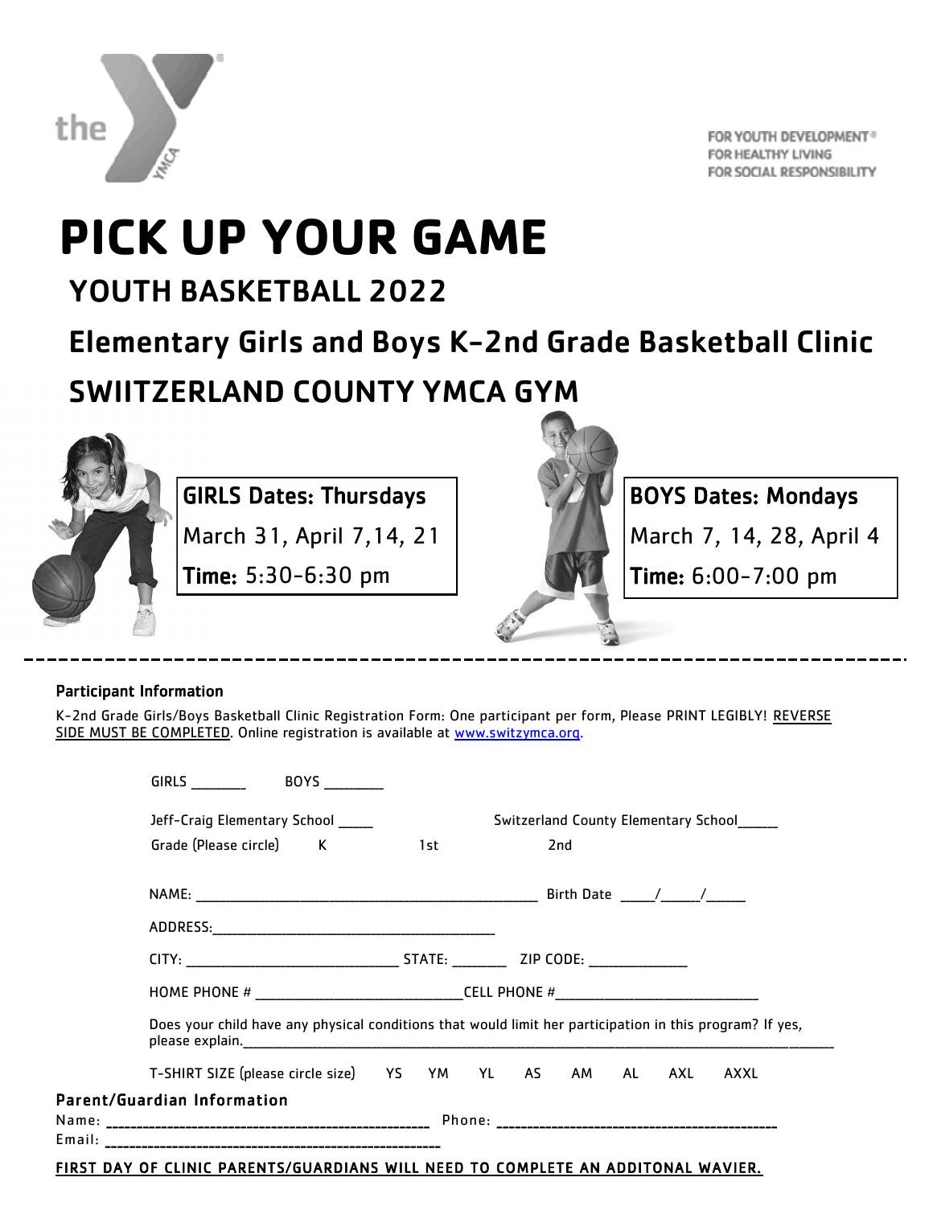FOR YOUTH DEVELOPMENT®
FOR HEALTHY LIVING
FOR SOCIAL RESPONSIBILITY

# PICK UP YOUR GAME

## YOUTH BASKETBALL 2022

## Elementary Girls and Boys K-2nd Grade Basketball Clinic

## SWIITZERLAND COUNTY YMCA GYM

**GIRLS Dates: Thursdays**
March 31, April 7,14, 21
**Time:** 5:30-6:30 pm

**BOYS Dates: Mondays**
March 7, 14, 28, April 4
**Time:** 6:00-7:00 pm

---

**Participant Information**

K-2nd Grade Girls/Boys Basketball Clinic Registration Form: One participant per form, Please PRINT LEGIBLY! REVERSE SIDE MUST BE COMPLETED. Online registration is available at www.switzymca.org.

GIRLS ________ BOYS ________

Jeff-Craig Elementary School _____ Switzerland County Elementary School______

Grade (Please circle) K 1st 2nd

NAME: ________________________________________________ Birth Date _____/_____/_____

ADDRESS:________________________________________

CITY: _____________________________ STATE: _______ ZIP CODE: _____________

HOME PHONE # ___________________________CELL PHONE #___________________________

Does your child have any physical conditions that would limit her participation in this program? If yes, please explain.______________________________________________________________________

T-SHIRT SIZE (please circle size) YS YM YL AS AM AL AXL AXXL

**Parent/Guardian Information**

Name: ______________________________________________ Phone: ________________________________________

Email: ______________________________________________

FIRST DAY OF CLINIC PARENTS/GUARDIANS WILL NEED TO COMPLETE AN ADDITONAL WAVIER.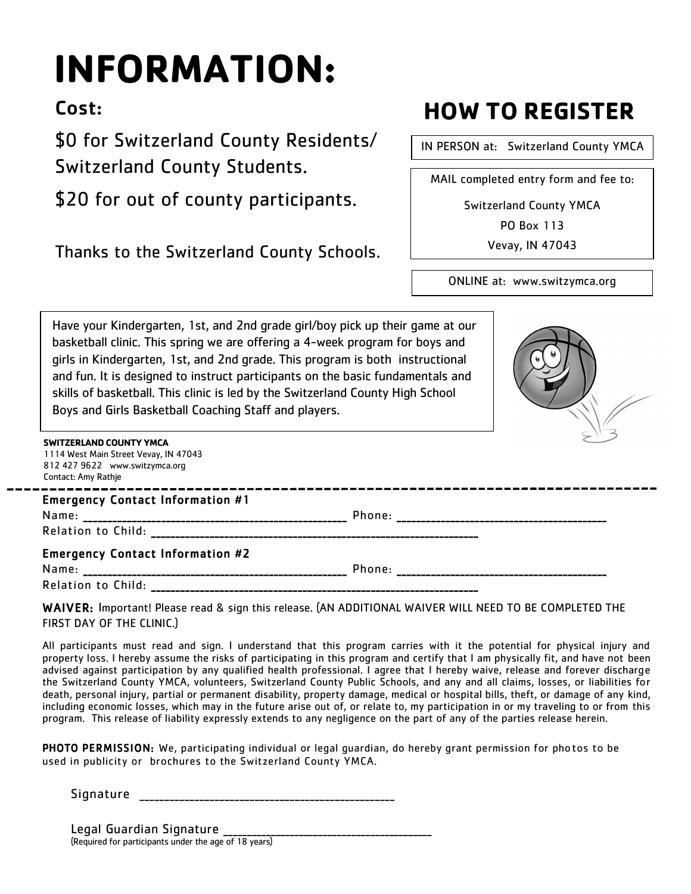# INFORMATION:

## Cost:

$0 for Switzerland County Residents/ Switzerland County Students.

$20 for out of county participants.

Thanks to the Switzerland County Schools.

## HOW TO REGISTER

IN PERSON at: Switzerland County YMCA

MAIL completed entry form and fee to:

Switzerland County YMCA
PO Box 113
Vevay, IN 47043

ONLINE at: www.switzymca.org

Have your Kindergarten, 1st, and 2nd grade girl/boy pick up their game at our basketball clinic. This spring we are offering a 4-week program for boys and girls in Kindergarten, 1st, and 2nd grade. This program is both instructional and fun. It is designed to instruct participants on the basic fundamentals and skills of basketball. This clinic is led by the Switzerland County High School Boys and Girls Basketball Coaching Staff and players.

**SWITZERLAND COUNTY YMCA**
1114 West Main Street Vevay, IN 47043
812 427 9622 www.switzymca.org
Contact: Amy Rathje

---

**Emergency Contact Information #1**

Name: ______________________________ Phone: ______________________________

Relation to Child: ______________________________

**Emergency Contact Information #2**

Name: ______________________________ Phone: ______________________________

Relation to Child: ______________________________

**WAIVER:** Important! Please read & sign this release. (AN ADDITIONAL WAIVER WILL NEED TO BE COMPLETED THE FIRST DAY OF THE CLINIC.)

All participants must read and sign. I understand that this program carries with it the potential for physical injury and property loss. I hereby assume the risks of participating in this program and certify that I am physically fit, and have not been advised against participation by any qualified health professional. I agree that I hereby waive, release and forever discharge the Switzerland County YMCA, volunteers, Switzerland County Public Schools, and any and all claims, losses, or liabilities for death, personal injury, partial or permanent disability, property damage, medical or hospital bills, theft, or damage of any kind, including economic losses, which may in the future arise out of, or relate to, my participation in or my traveling to or from this program. This release of liability expressly extends to any negligence on the part of any of the parties release herein.

**PHOTO PERMISSION:** We, participating individual or legal guardian, do hereby grant permission for photos to be used in publicity or brochures to the Switzerland County YMCA.

Signature ______________________________

Legal Guardian Signature ______________________________
(Required for participants under the age of 18 years)